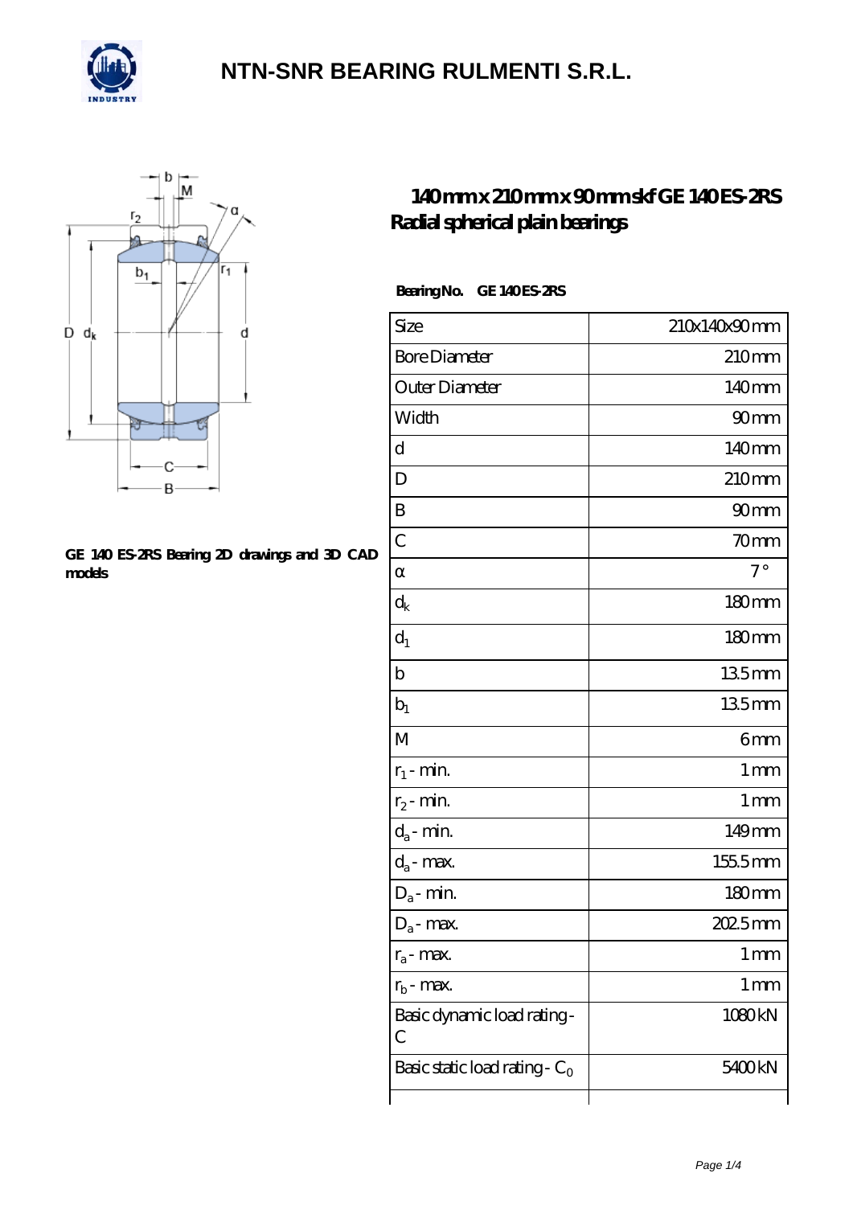# NTN-SNR BEARING RULMENTI S.R.L.

GE 140 ES-2RS Bearing 2D drawings and 3D CAD models

## 140mm x 210mm x 90mm skf GE 140 ES-2RS Radial spherical plain bearings

**Bearing No.** GE 140 ES-2RS

| Size | 210x140x90 mm |
|---|---|
| Bore Diameter | 210 mm |
| Outer Diameter | 140 mm |
| Width | 90 mm |
| d | 140 mm |
| D | 210 mm |
| B | 90 mm |
| C | 70 mm |
| α | 7 ° |
| $d_k$ | 180 mm |
| $d_1$ | 180 mm |
| b | 13.5 mm |
| $b_1$ | 13.5 mm |
| M | 6 mm |
| $r_1$ - min. | 1 mm |
| $r_2$ - min. | 1 mm |
| $d_a$ - min. | 149 mm |
| $d_a$ - max. | 155.5 mm |
| $D_a$ - min. | 180 mm |
| $D_a$ - max. | 202.5 mm |
| $r_a$ - max. | 1 mm |
| $r_b$ - max. | 1 mm |
| Basic dynamic load rating - C | 1080 kN |
| Basic static load rating - $C_0$ | 5400 kN |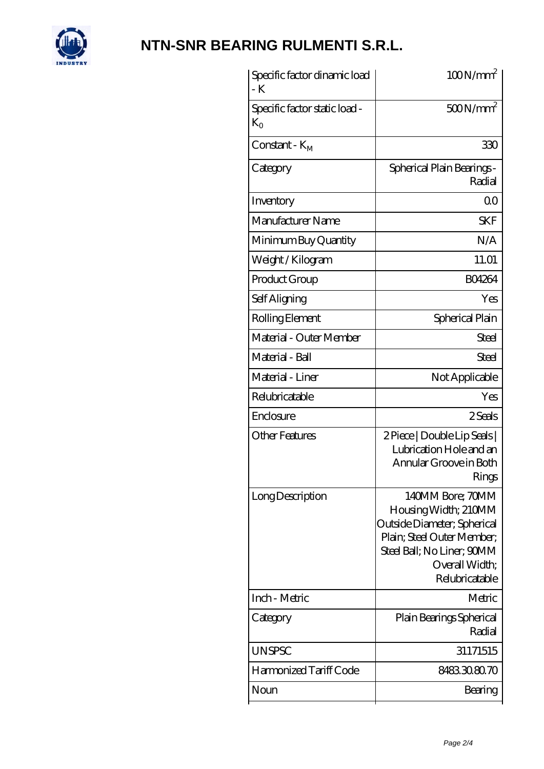| Specific factor dinamic load - K | 100 N/mm$^2$ |
|---|---|
| Specific factor static load - $K_0$ | 500 N/mm$^2$ |
| Constant - $K_M$ | 330 |
| Category | Spherical Plain Bearings - Radial |
| Inventory | 0.0 |
| Manufacturer Name | SKF |
| Minimum Buy Quantity | N/A |
| Weight / Kilogram | 11.01 |
| Product Group | B04264 |
| Self Aligning | Yes |
| Rolling Element | Spherical Plain |
| Material - Outer Member | Steel |
| Material - Ball | Steel |
| Material - Liner | Not Applicable |
| Relubricatable | Yes |
| Enclosure | 2 Seals |
| Other Features | 2 Piece \| Double Lip Seals \| Lubrication Hole and an Annular Groove in Both Rings |
| Long Description | 140MM Bore; 70MM Housing Width; 210MM Outside Diameter; Spherical Plain; Steel Outer Member; Steel Ball; No Liner; 90MM Overall Width; Relubricatable |
| Inch - Metric | Metric |
| Category | Plain Bearings Spherical Radial |
| UNSPSC | 31171515 |
| Harmonized Tariff Code | 8483.30.80.70 |
| Noun | Bearing |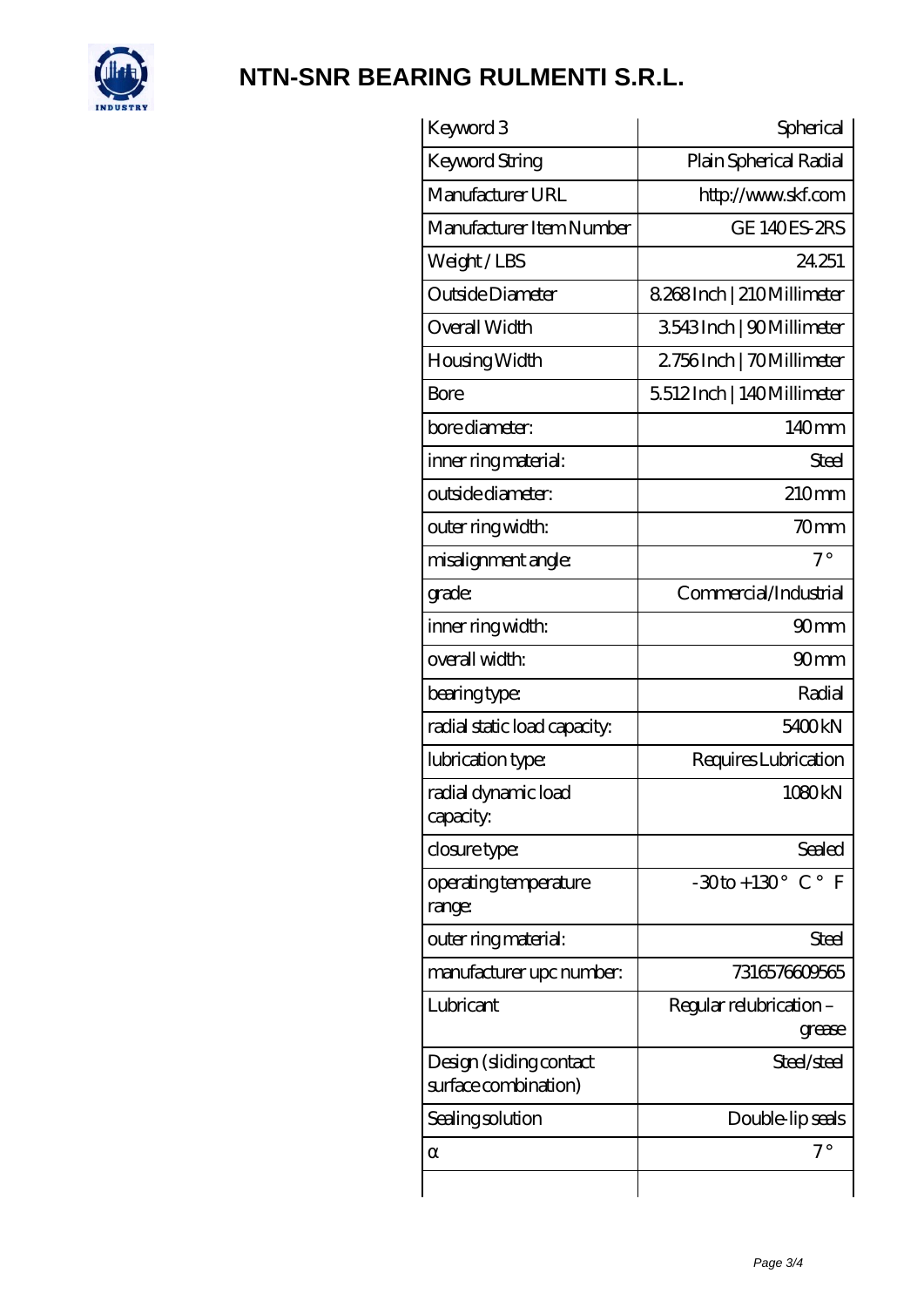| Keyword 3 | Spherical |
|---|---|
| Keyword String | Plain Spherical Radial |
| Manufacturer URL | http://www.skf.com |
| Manufacturer Item Number | GE 140 ES-2RS |
| Weight / LBS | 24.251 |
| Outside Diameter | 8.268 Inch \| 210 Millimeter |
| Overall Width | 3.543 Inch \| 90 Millimeter |
| Housing Width | 2.756 Inch \| 70 Millimeter |
| Bore | 5.512 Inch \| 140 Millimeter |
| bore diameter: | 140 mm |
| inner ring material: | Steel |
| outside diameter: | 210 mm |
| outer ring width: | 70 mm |
| misalignment angle: | 7 ° |
| grade: | Commercial/Industrial |
| inner ring width: | 90 mm |
| overall width: | 90 mm |
| bearing type: | Radial |
| radial static load capacity: | 5400 kN |
| lubrication type: | Requires Lubrication |
| radial dynamic load capacity: | 1080 kN |
| closure type: | Sealed |
| operating temperature range: | -30 to +130 ° C ° F |
| outer ring material: | Steel |
| manufacturer upc number: | 7316576609565 |
| Lubricant | Regular relubrication – grease |
| Design (sliding contact surface combination) | Steel/steel |
| Sealing solution | Double-lip seals |
| α | 7 ° |
| | |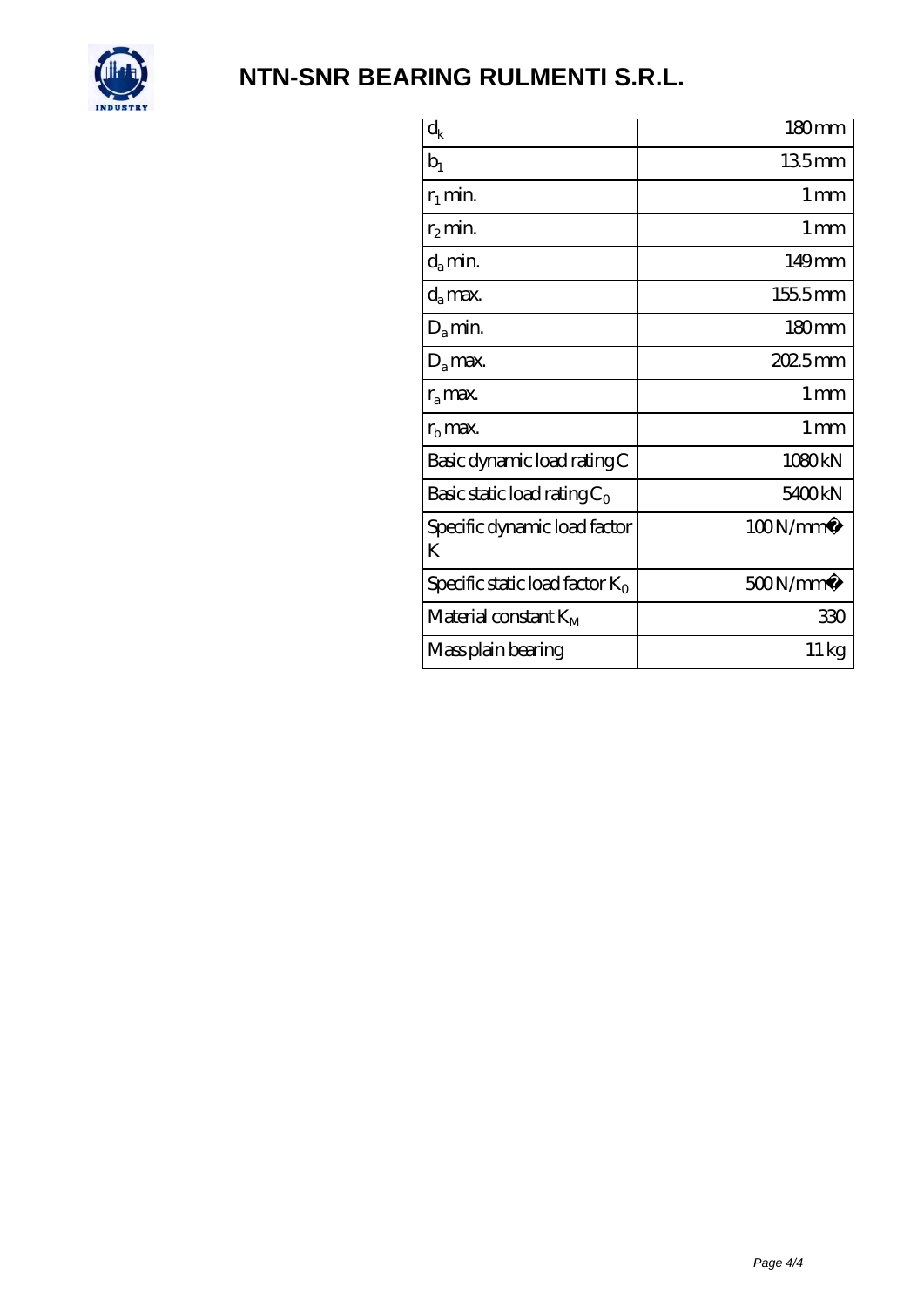| | |
|---|---|
| $d_k$ | 180 mm |
| $b_1$ | 13.5 mm |
| $r_1$ min. | 1 mm |
| $r_2$ min. | 1 mm |
| $d_a$ min. | 149 mm |
| $d_a$ max. | 155.5 mm |
| $D_a$ min. | 180 mm |
| $D_a$ max. | 202.5 mm |
| $r_a$ max. | 1 mm |
| $r_b$ max. | 1 mm |
| Basic dynamic load rating C | 1080 kN |
| Basic static load rating $C_0$ | 5400 kN |
| Specific dynamic load factor K | 100 N/mm� |
| Specific static load factor $K_0$ | 500 N/mm� |
| Material constant $K_M$ | 330 |
| Mass plain bearing | 11 kg |